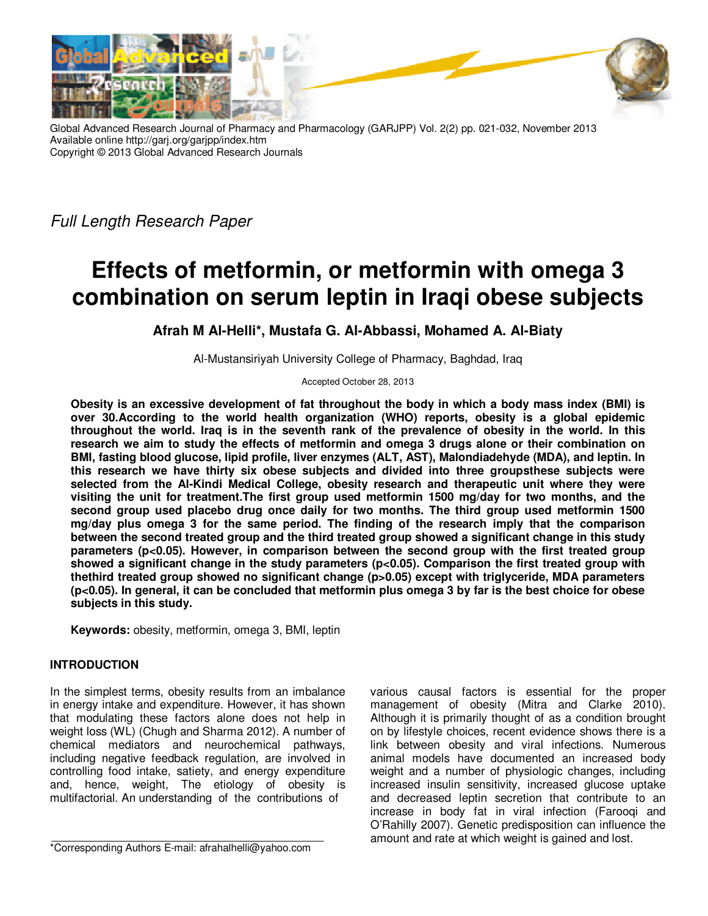Global Advanced Research Journal of Pharmacy and Pharmacology (GARJPP) Vol. 2(2) pp. 021-032, November 2013
Available online http://garj.org/garjpp/index.htm
Copyright © 2013 Global Advanced Research Journals

*Full Length Research Paper*

# Effects of metformin, or metformin with omega 3 combination on serum leptin in Iraqi obese subjects

**Afrah M Al-Helli*, Mustafa G. Al-Abbassi, Mohamed A. Al-Biaty**

Al-Mustansiriyah University College of Pharmacy, Baghdad, Iraq

Accepted October 28, 2013

**Obesity is an excessive development of fat throughout the body in which a body mass index (BMI) is over 30.According to the world health organization (WHO) reports, obesity is a global epidemic throughout the world. Iraq is in the seventh rank of the prevalence of obesity in the world. In this research we aim to study the effects of metformin and omega 3 drugs alone or their combination on BMI, fasting blood glucose, lipid profile, liver enzymes (ALT, AST), Malondiadehyde (MDA), and leptin. In this research we have thirty six obese subjects and divided into three groupsthese subjects were selected from the Al-Kindi Medical College, obesity research and therapeutic unit where they were visiting the unit for treatment.The first group used metformin 1500 mg/day for two months, and the second group used placebo drug once daily for two months. The third group used metformin 1500 mg/day plus omega 3 for the same period. The finding of the research imply that the comparison between the second treated group and the third treated group showed a significant change in this study parameters (p<0.05). However, in comparison between the second group with the first treated group showed a significant change in the study parameters (p<0.05). Comparison the first treated group with thethird treated group showed no significant change (p>0.05) except with triglyceride, MDA parameters (p<0.05). In general, it can be concluded that metformin plus omega 3 by far is the best choice for obese subjects in this study.**

**Keywords:** obesity, metformin, omega 3, BMI, leptin

## INTRODUCTION

In the simplest terms, obesity results from an imbalance in energy intake and expenditure. However, it has shown that modulating these factors alone does not help in weight loss (WL) (Chugh and Sharma 2012). A number of chemical mediators and neurochemical pathways, including negative feedback regulation, are involved in controlling food intake, satiety, and energy expenditure and, hence, weight, The etiology of obesity is multifactorial. An understanding of the contributions of various causal factors is essential for the proper management of obesity (Mitra and Clarke 2010). Although it is primarily thought of as a condition brought on by lifestyle choices, recent evidence shows there is a link between obesity and viral infections. Numerous animal models have documented an increased body weight and a number of physiologic changes, including increased insulin sensitivity, increased glucose uptake and decreased leptin secretion that contribute to an increase in body fat in viral infection (Farooqi and O'Rahilly 2007). Genetic predisposition can influence the amount and rate at which weight is gained and lost.

*Corresponding Authors E-mail: afrahalhelli@yahoo.com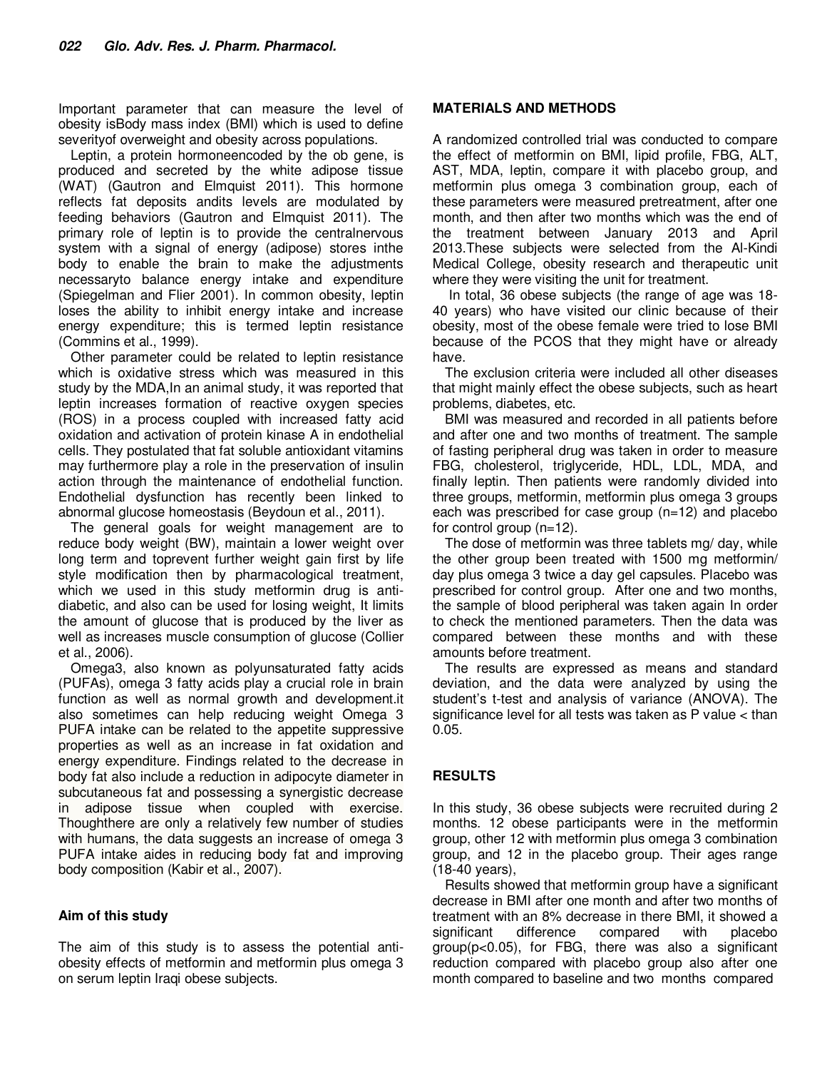Important parameter that can measure the level of obesity isBody mass index (BMI) which is used to define severityof overweight and obesity across populations.

Leptin, a protein hormoneencoded by the ob gene, is produced and secreted by the white adipose tissue (WAT) (Gautron and Elmquist 2011). This hormone reflects fat deposits andits levels are modulated by feeding behaviors (Gautron and Elmquist 2011). The primary role of leptin is to provide the centralnervous system with a signal of energy (adipose) stores inthe body to enable the brain to make the adjustments necessaryto balance energy intake and expenditure (Spiegelman and Flier 2001). In common obesity, leptin loses the ability to inhibit energy intake and increase energy expenditure; this is termed leptin resistance (Commins et al., 1999).

Other parameter could be related to leptin resistance which is oxidative stress which was measured in this study by the MDA,In an animal study, it was reported that leptin increases formation of reactive oxygen species (ROS) in a process coupled with increased fatty acid oxidation and activation of protein kinase A in endothelial cells. They postulated that fat soluble antioxidant vitamins may furthermore play a role in the preservation of insulin action through the maintenance of endothelial function. Endothelial dysfunction has recently been linked to abnormal glucose homeostasis (Beydoun et al., 2011).

The general goals for weight management are to reduce body weight (BW), maintain a lower weight over long term and toprevent further weight gain first by life style modification then by pharmacological treatment, which we used in this study metformin drug is anti-diabetic, and also can be used for losing weight, It limits the amount of glucose that is produced by the liver as well as increases muscle consumption of glucose (Collier et al., 2006).

Omega3, also known as polyunsaturated fatty acids (PUFAs), omega 3 fatty acids play a crucial role in brain function as well as normal growth and development.it also sometimes can help reducing weight Omega 3 PUFA intake can be related to the appetite suppressive properties as well as an increase in fat oxidation and energy expenditure. Findings related to the decrease in body fat also include a reduction in adipocyte diameter in subcutaneous fat and possessing a synergistic decrease in adipose tissue when coupled with exercise. Thoughthere are only a relatively few number of studies with humans, the data suggests an increase of omega 3 PUFA intake aides in reducing body fat and improving body composition (Kabir et al., 2007).

## Aim of this study

The aim of this study is to assess the potential anti-obesity effects of metformin and metformin plus omega 3 on serum leptin Iraqi obese subjects.

## MATERIALS AND METHODS

A randomized controlled trial was conducted to compare the effect of metformin on BMI, lipid profile, FBG, ALT, AST, MDA, leptin, compare it with placebo group, and metformin plus omega 3 combination group, each of these parameters were measured pretreatment, after one month, and then after two months which was the end of the treatment between January 2013 and April 2013.These subjects were selected from the Al-Kindi Medical College, obesity research and therapeutic unit where they were visiting the unit for treatment.

In total, 36 obese subjects (the range of age was 18-40 years) who have visited our clinic because of their obesity, most of the obese female were tried to lose BMI because of the PCOS that they might have or already have.

The exclusion criteria were included all other diseases that might mainly effect the obese subjects, such as heart problems, diabetes, etc.

BMI was measured and recorded in all patients before and after one and two months of treatment. The sample of fasting peripheral drug was taken in order to measure FBG, cholesterol, triglyceride, HDL, LDL, MDA, and finally leptin. Then patients were randomly divided into three groups, metformin, metformin plus omega 3 groups each was prescribed for case group (n=12) and placebo for control group (n=12).

The dose of metformin was three tablets mg/ day, while the other group been treated with 1500 mg metformin/ day plus omega 3 twice a day gel capsules. Placebo was prescribed for control group. After one and two months, the sample of blood peripheral was taken again In order to check the mentioned parameters. Then the data was compared between these months and with these amounts before treatment.

The results are expressed as means and standard deviation, and the data were analyzed by using the student's t-test and analysis of variance (ANOVA). The significance level for all tests was taken as P value < than 0.05.

## RESULTS

In this study, 36 obese subjects were recruited during 2 months. 12 obese participants were in the metformin group, other 12 with metformin plus omega 3 combination group, and 12 in the placebo group. Their ages range (18-40 years),

Results showed that metformin group have a significant decrease in BMI after one month and after two months of treatment with an 8% decrease in there BMI, it showed a significant difference compared with placebo group($p<0.05$), for FBG, there was also a significant reduction compared with placebo group also after one month compared to baseline and two months compared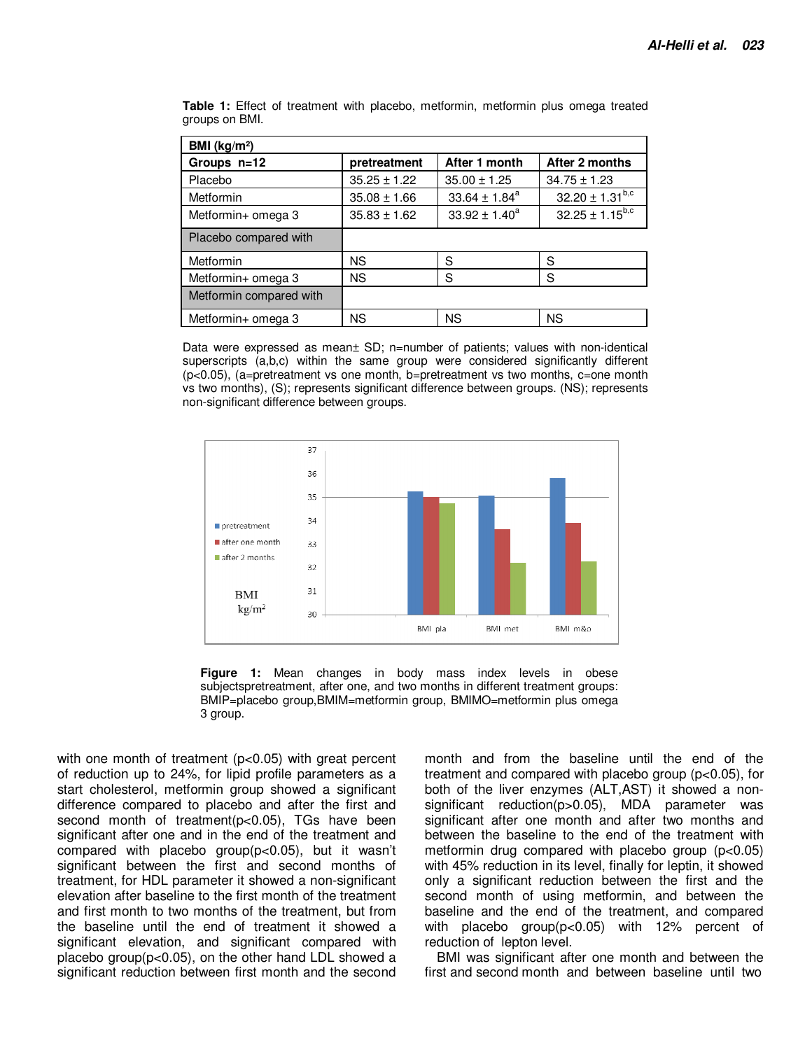**Table 1:** Effect of treatment with placebo, metformin, metformin plus omega treated groups on BMI.

| BMI (kg/m²) | | | |
|---|---|---|---|
| **Groups n=12** | **pretreatment** | **After 1 month** | **After 2 months** |
| Placebo | 35.25 ± 1.22 | 35.00 ± 1.25 | 34.75 ± 1.23 |
| Metformin | 35.08 ± 1.66 | 33.64 ± 1.84[a] | 32.20 ± 1.31[b,c] |
| Metformin+ omega 3 | 35.83 ± 1.62 | 33.92 ± 1.40[a] | 32.25 ± 1.15[b,c] |
| Placebo compared with | | | |
| Metformin | NS | S | S |
| Metformin+ omega 3 | NS | S | S |
| Metformin compared with | | | |
| Metformin+ omega 3 | NS | NS | NS |

Data were expressed as mean± SD; n=number of patients; values with non-identical superscripts (a,b,c) within the same group were considered significantly different ($p<0.05$), (a=pretreatment vs one month, b=pretreatment vs two months, c=one month vs two months), (S); represents significant difference between groups. (NS); represents non-significant difference between groups.

**Figure 1:** Mean changes in body mass index levels in obese subjectspretreatment, after one, and two months in different treatment groups: BMIP=placebo group,BMIM=metformin group, BMIMO=metformin plus omega 3 group.

with one month of treatment ($p<0.05$) with great percent of reduction up to 24%, for lipid profile parameters as a start cholesterol, metformin group showed a significant difference compared to placebo and after the first and second month of treatment($p<0.05$), TGs have been significant after one and in the end of the treatment and compared with placebo group($p<0.05$), but it wasn't significant between the first and second months of treatment, for HDL parameter it showed a non-significant elevation after baseline to the first month of the treatment and first month to two months of the treatment, but from the baseline until the end of treatment it showed a significant elevation, and significant compared with placebo group($p<0.05$), on the other hand LDL showed a significant reduction between first month and the second month and from the baseline until the end of the treatment and compared with placebo group ($p<0.05$), for both of the liver enzymes (ALT,AST) it showed a non-significant reduction($p>0.05$), MDA parameter was significant after one month and after two months and between the baseline to the end of the treatment with metformin drug compared with placebo group ($p<0.05$) with 45% reduction in its level, finally for leptin, it showed only a significant reduction between the first and the second month of using metformin, and between the baseline and the end of the treatment, and compared with placebo group($p<0.05$) with 12% percent of reduction of lepton level.

BMI was significant after one month and between the first and second month and between baseline until two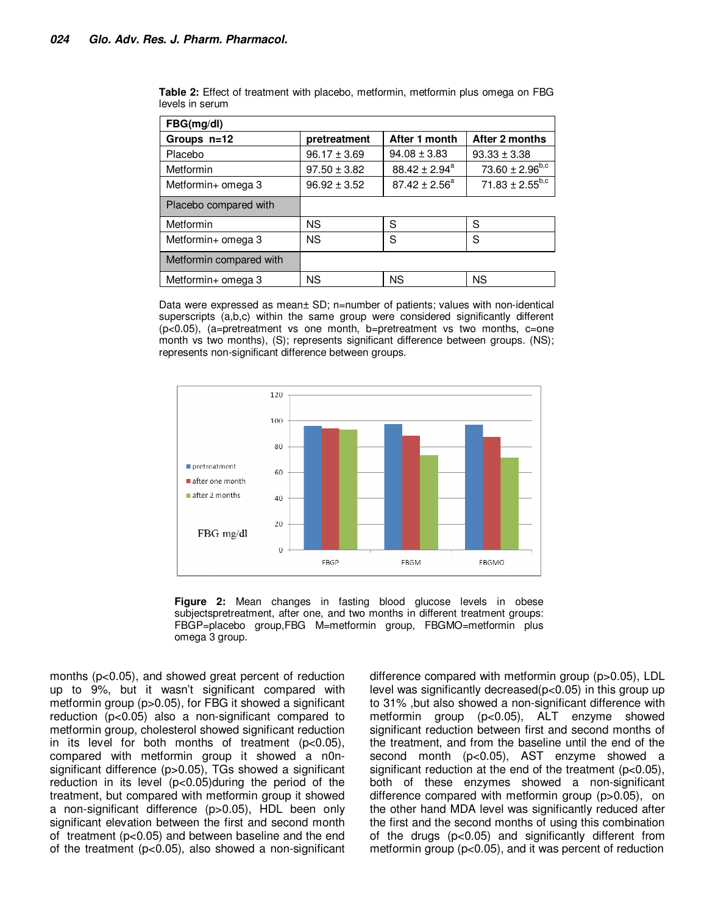**Table 2:** Effect of treatment with placebo, metformin, metformin plus omega on FBG levels in serum

| FBG(mg/dl) | | | |
|---|---|---|---|
| **Groups n=12** | **pretreatment** | **After 1 month** | **After 2 months** |
| Placebo | 96.17 ± 3.69 | 94.08 ± 3.83 | 93.33 ± 3.38 |
| Metformin | 97.50 ± 3.82 | 88.42 ± 2.94[a] | 73.60 ± 2.96[b,c] |
| Metformin+ omega 3 | 96.92 ± 3.52 | 87.42 ± 2.56[a] | 71.83 ± 2.55[b,c] |
| Placebo compared with | | | |
| Metformin | NS | S | S |
| Metformin+ omega 3 | NS | S | S |
| Metformin compared with | | | |
| Metformin+ omega 3 | NS | NS | NS |

Data were expressed as mean± SD; n=number of patients; values with non-identical superscripts (a,b,c) within the same group were considered significantly different ($p<0.05$), (a=pretreatment vs one month, b=pretreatment vs two months, c=one month vs two months), (S); represents significant difference between groups. (NS); represents non-significant difference between groups.

**Figure 2:** Mean changes in fasting blood glucose levels in obese subjectspretreatment, after one, and two months in different treatment groups: FBGP=placebo group,FBG M=metformin group, FBGMO=metformin plus omega 3 group.

months ($p<0.05$), and showed great percent of reduction up to 9%, but it wasn't significant compared with metformin group ($p>0.05$), for FBG it showed a significant reduction ($p<0.05$) also a non-significant compared to metformin group, cholesterol showed significant reduction in its level for both months of treatment ($p<0.05$), compared with metformin group it showed a n0n-significant difference ($p>0.05$), TGs showed a significant reduction in its level ($p<0.05$)during the period of the treatment, but compared with metformin group it showed a non-significant difference ($p>0.05$), HDL been only significant elevation between the first and second month of treatment ($p<0.05$) and between baseline and the end of the treatment ($p<0.05$), also showed a non-significant difference compared with metformin group ($p>0.05$), LDL level was significantly decreased($p<0.05$) in this group up to 31% ,but also showed a non-significant difference with metformin group ($p<0.05$), ALT enzyme showed significant reduction between first and second months of the treatment, and from the baseline until the end of the second month ($p<0.05$), AST enzyme showed a significant reduction at the end of the treatment ($p<0.05$), both of these enzymes showed a non-significant difference compared with metformin group ($p>0.05$), on the other hand MDA level was significantly reduced after the first and the second months of using this combination of the drugs ($p<0.05$) and significantly different from metformin group ($p<0.05$), and it was percent of reduction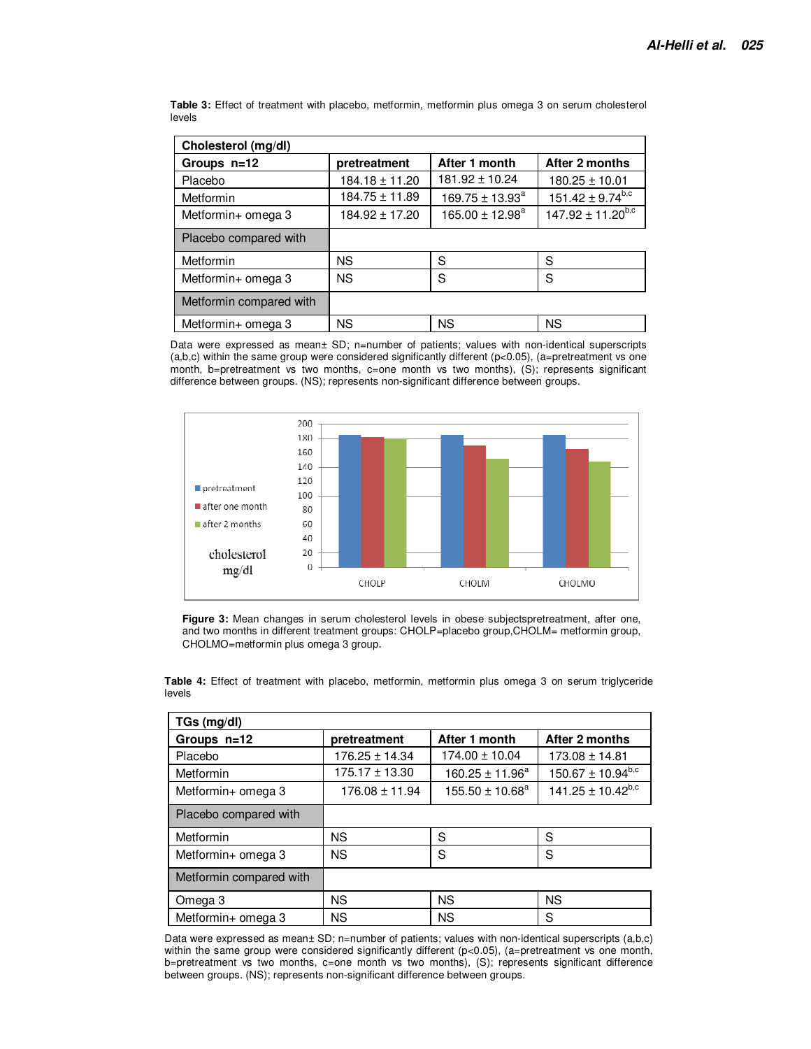**Table 3:** Effect of treatment with placebo, metformin, metformin plus omega 3 on serum cholesterol levels

| Cholesterol (mg/dl) | | | |
|---|---|---|---|
| **Groups n=12** | **pretreatment** | **After 1 month** | **After 2 months** |
| Placebo | 184.18 ± 11.20 | 181.92 ± 10.24 | 180.25 ± 10.01 |
| Metformin | 184.75 ± 11.89 | 169.75 ± 13.93[a] | 151.42 ± 9.74[b,c] |
| Metformin+ omega 3 | 184.92 ± 17.20 | 165.00 ± 12.98[a] | 147.92 ± 11.20[b,c] |
| Placebo compared with | | | |
| Metformin | NS | S | S |
| Metformin+ omega 3 | NS | S | S |
| Metformin compared with | | | |
| Metformin+ omega 3 | NS | NS | NS |

Data were expressed as mean± SD; n=number of patients; values with non-identical superscripts (a,b,c) within the same group were considered significantly different (p<0.05), (a=pretreatment vs one month, b=pretreatment vs two months, c=one month vs two months), (S); represents significant difference between groups. (NS); represents non-significant difference between groups.

**Figure 3:** Mean changes in serum cholesterol levels in obese subjectspretreatment, after one, and two months in different treatment groups: CHOLP=placebo group,CHOLM= metformin group, CHOLMO=metformin plus omega 3 group.

**Table 4:** Effect of treatment with placebo, metformin, metformin plus omega 3 on serum triglyceride levels

| TGs (mg/dl) | | | |
|---|---|---|---|
| **Groups n=12** | **pretreatment** | **After 1 month** | **After 2 months** |
| Placebo | 176.25 ± 14.34 | 174.00 ± 10.04 | 173.08 ± 14.81 |
| Metformin | 175.17 ± 13.30 | 160.25 ± 11.96[a] | 150.67 ± 10.94[b,c] |
| Metformin+ omega 3 | 176.08 ± 11.94 | 155.50 ± 10.68[a] | 141.25 ± 10.42[b,c] |
| Placebo compared with | | | |
| Metformin | NS | S | S |
| Metformin+ omega 3 | NS | S | S |
| Metformin compared with | | | |
| Omega 3 | NS | NS | NS |
| Metformin+ omega 3 | NS | NS | S |

Data were expressed as mean± SD; n=number of patients; values with non-identical superscripts (a,b,c) within the same group were considered significantly different (p<0.05), (a=pretreatment vs one month, b=pretreatment vs two months, c=one month vs two months), (S); represents significant difference between groups. (NS); represents non-significant difference between groups.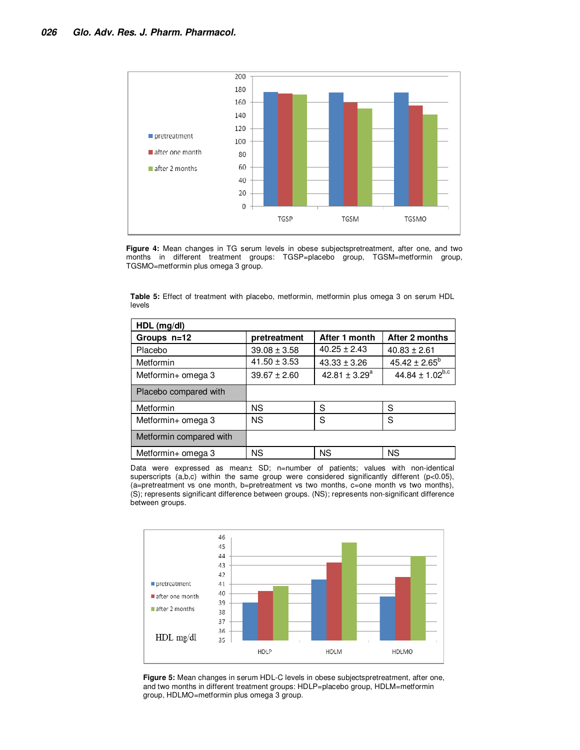**Figure 4:** Mean changes in TG serum levels in obese subjectspretreatment, after one, and two months in different treatment groups: TGSP=placebo group, TGSM=metformin group, TGSMO=metformin plus omega 3 group.

**Table 5:** Effect of treatment with placebo, metformin, metformin plus omega 3 on serum HDL levels

| HDL (mg/dl) | | | |
|---|---|---|---|
| **Groups n=12** | **pretreatment** | **After 1 month** | **After 2 months** |
| Placebo | 39.08 ± 3.58 | 40.25 ± 2.43 | 40.83 ± 2.61 |
| Metformin | 41.50 ± 3.53 | 43.33 ± 3.26 | 45.42 ± 2.65[b] |
| Metformin+ omega 3 | 39.67 ± 2.60 | 42.81 ± 3.29[a] | 44.84 ± 1.02[b,c] |
| Placebo compared with | | | |
| Metformin | NS | S | S |
| Metformin+ omega 3 | NS | S | S |
| Metformin compared with | | | |
| Metformin+ omega 3 | NS | NS | NS |

Data were expressed as mean± SD; n=number of patients; values with non-identical superscripts (a,b,c) within the same group were considered significantly different ($p<0.05$), (a=pretreatment vs one month, b=pretreatment vs two months, c=one month vs two months), (S); represents significant difference between groups. (NS); represents non-significant difference between groups.

**Figure 5:** Mean changes in serum HDL-C levels in obese subjectspretreatment, after one, and two months in different treatment groups: HDLP=placebo group, HDLM=metformin group, HDLMO=metformin plus omega 3 group.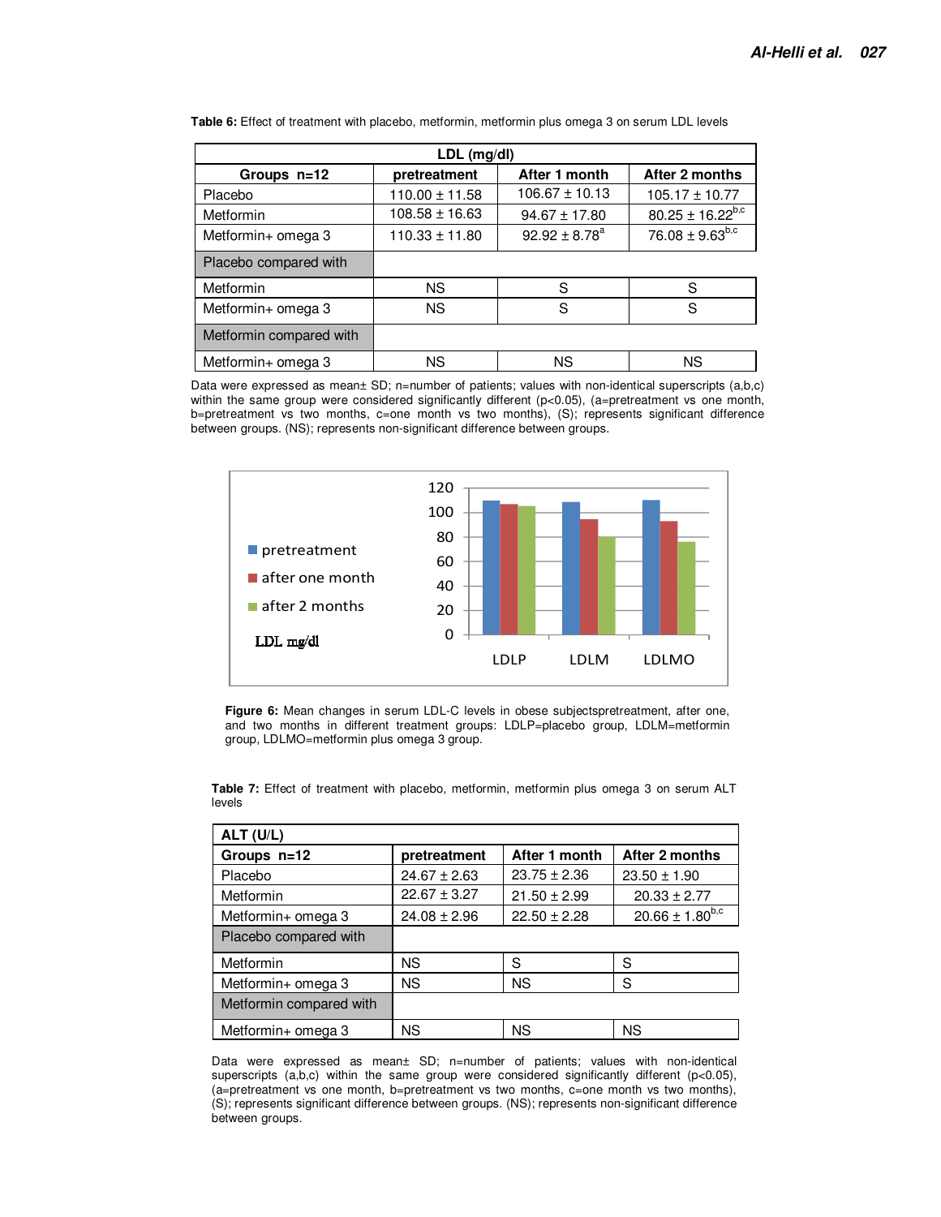**Table 6:** Effect of treatment with placebo, metformin, metformin plus omega 3 on serum LDL levels

| LDL (mg/dl) | | | |
|---|---|---|---|
| **Groups n=12** | **pretreatment** | **After 1 month** | **After 2 months** |
| Placebo | 110.00 ± 11.58 | 106.67 ± 10.13 | 105.17 ± 10.77 |
| Metformin | 108.58 ± 16.63 | 94.67 ± 17.80 | 80.25 ± 16.22 [b,c] |
| Metformin+ omega 3 | 110.33 ± 11.80 | 92.92 ± 8.78 [a] | 76.08 ± 9.63 [b,c] |
| Placebo compared with | | | |
| Metformin | NS | S | S |
| Metformin+ omega 3 | NS | S | S |
| Metformin compared with | | | |
| Metformin+ omega 3 | NS | NS | NS |

Data were expressed as mean± SD; n=number of patients; values with non-identical superscripts (a,b,c) within the same group were considered significantly different (p<0.05), (a=pretreatment vs one month, b=pretreatment vs two months, c=one month vs two months), (S); represents significant difference between groups. (NS); represents non-significant difference between groups.

**Figure 6:** Mean changes in serum LDL-C levels in obese subjectspretreatment, after one, and two months in different treatment groups: LDLP=placebo group, LDLM=metformin group, LDLMO=metformin plus omega 3 group.

**Table 7:** Effect of treatment with placebo, metformin, metformin plus omega 3 on serum ALT levels

| ALT (U/L) | | | |
|---|---|---|---|
| **Groups n=12** | **pretreatment** | **After 1 month** | **After 2 months** |
| Placebo | 24.67 ± 2.63 | 23.75 ± 2.36 | 23.50 ± 1.90 |
| Metformin | 22.67 ± 3.27 | 21.50 ± 2.99 | 20.33 ± 2.77 |
| Metformin+ omega 3 | 24.08 ± 2.96 | 22.50 ± 2.28 | 20.66 ± 1.80 [b,c] |
| Placebo compared with | | | |
| Metformin | NS | S | S |
| Metformin+ omega 3 | NS | NS | S |
| Metformin compared with | | | |
| Metformin+ omega 3 | NS | NS | NS |

Data were expressed as mean± SD; n=number of patients; values with non-identical superscripts (a,b,c) within the same group were considered significantly different (p<0.05), (a=pretreatment vs one month, b=pretreatment vs two months, c=one month vs two months), (S); represents significant difference between groups. (NS); represents non-significant difference between groups.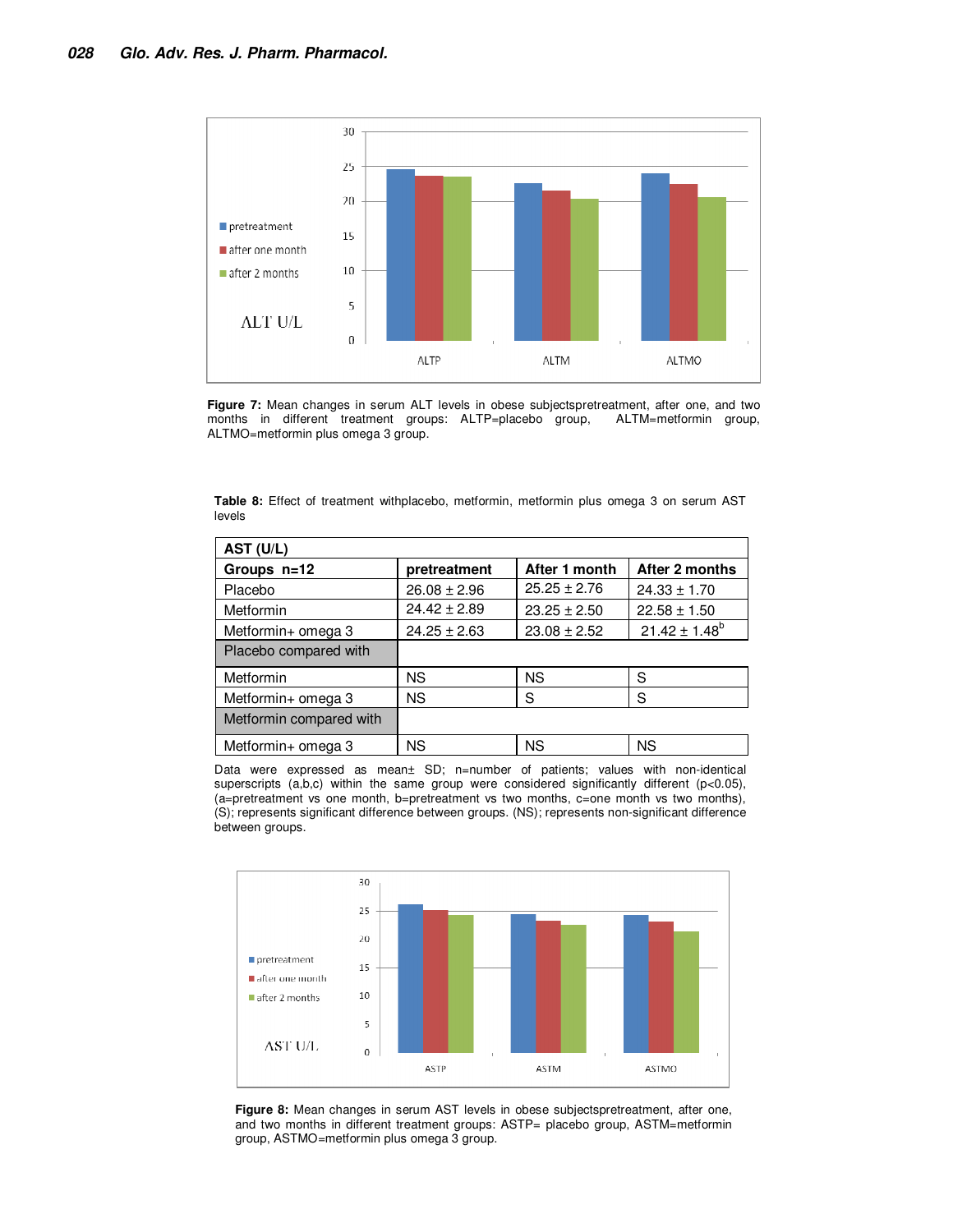**Figure 7:** Mean changes in serum ALT levels in obese subjectspretreatment, after one, and two months in different treatment groups: ALTP=placebo group, ALTM=metformin group, ALTMO=metformin plus omega 3 group.

**Table 8:** Effect of treatment withplacebo, metformin, metformin plus omega 3 on serum AST levels

| AST (U/L) | | | |
|---|---|---|---|
| **Groups n=12** | **pretreatment** | **After 1 month** | **After 2 months** |
| Placebo | 26.08 ± 2.96 | 25.25 ± 2.76 | 24.33 ± 1.70 |
| Metformin | 24.42 ± 2.89 | 23.25 ± 2.50 | 22.58 ± 1.50 |
| Metformin+ omega 3 | 24.25 ± 2.63 | 23.08 ± 2.52 | 21.42 ± 1.48[b] |
| Placebo compared with | | | |
| Metformin | NS | NS | S |
| Metformin+ omega 3 | NS | S | S |
| Metformin compared with | | | |
| Metformin+ omega 3 | NS | NS | NS |

Data were expressed as mean± SD; n=number of patients; values with non-identical superscripts (a,b,c) within the same group were considered significantly different ($p<0.05$), (a=pretreatment vs one month, b=pretreatment vs two months, c=one month vs two months), (S); represents significant difference between groups. (NS); represents non-significant difference between groups.

**Figure 8:** Mean changes in serum AST levels in obese subjectspretreatment, after one, and two months in different treatment groups: ASTP= placebo group, ASTM=metformin group, ASTMO=metformin plus omega 3 group.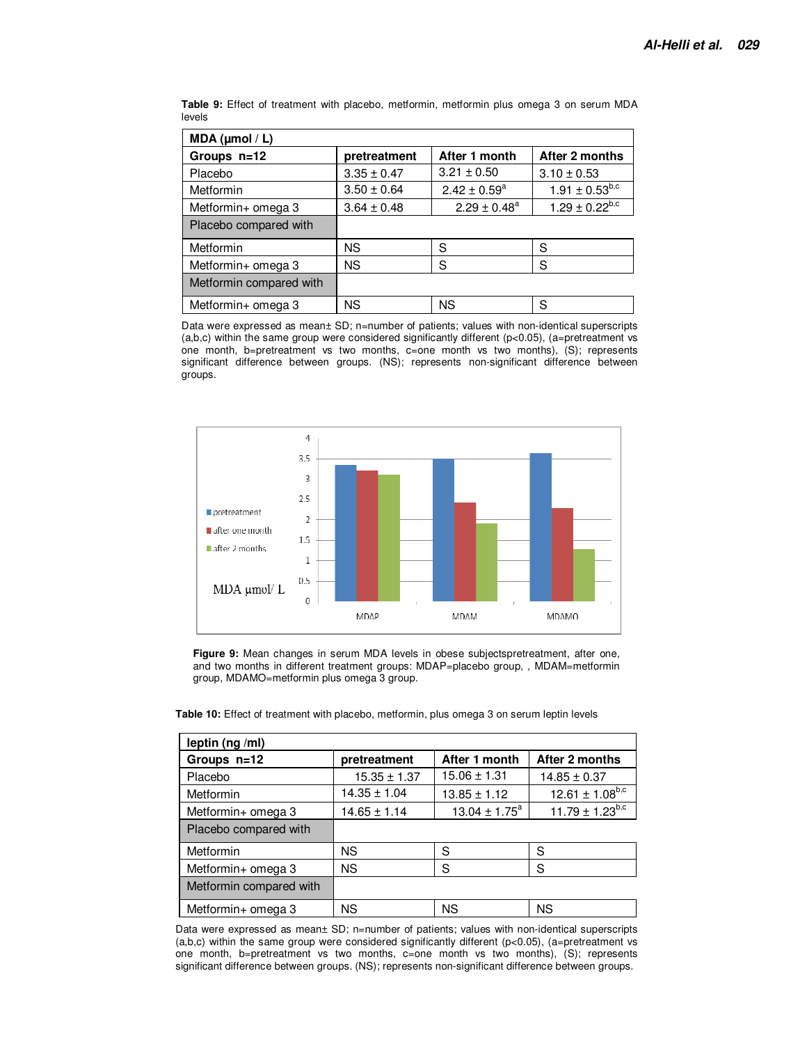**Table 9:** Effect of treatment with placebo, metformin, metformin plus omega 3 on serum MDA levels

| MDA (µmol / L) | | | |
|---|---|---|---|
| **Groups n=12** | **pretreatment** | **After 1 month** | **After 2 months** |
| Placebo | 3.35 ± 0.47 | 3.21 ± 0.50 | 3.10 ± 0.53 |
| Metformin | 3.50 ± 0.64 | 2.42 ± 0.59$^{a}$ | 1.91 ± 0.53$^{b,c}$ |
| Metformin+ omega 3 | 3.64 ± 0.48 | 2.29 ± 0.48$^{a}$ | 1.29 ± 0.22$^{b,c}$ |
| Placebo compared with | | | |
| Metformin | NS | S | S |
| Metformin+ omega 3 | NS | S | S |
| Metformin compared with | | | |
| Metformin+ omega 3 | NS | NS | S |

Data were expressed as mean± SD; n=number of patients; values with non-identical superscripts (a,b,c) within the same group were considered significantly different ($p<0.05$), (a=pretreatment vs one month, b=pretreatment vs two months, c=one month vs two months), (S); represents significant difference between groups. (NS); represents non-significant difference between groups.

**Figure 9:** Mean changes in serum MDA levels in obese subjectspretreatment, after one, and two months in different treatment groups: MDAP=placebo group, , MDAM=metformin group, MDAMO=metformin plus omega 3 group.

**Table 10:** Effect of treatment with placebo, metformin, plus omega 3 on serum leptin levels

| leptin (ng /ml) | | | |
|---|---|---|---|
| **Groups n=12** | **pretreatment** | **After 1 month** | **After 2 months** |
| Placebo | 15.35 ± 1.37 | 15.06 ± 1.31 | 14.85 ± 0.37 |
| Metformin | 14.35 ± 1.04 | 13.85 ± 1.12 | 12.61 ± 1.08$^{b,c}$ |
| Metformin+ omega 3 | 14.65 ± 1.14 | 13.04 ± 1.75$^{a}$ | 11.79 ± 1.23$^{b,c}$ |
| Placebo compared with | | | |
| Metformin | NS | S | S |
| Metformin+ omega 3 | NS | S | S |
| Metformin compared with | | | |
| Metformin+ omega 3 | NS | NS | NS |

Data were expressed as mean± SD; n=number of patients; values with non-identical superscripts (a,b,c) within the same group were considered significantly different ($p<0.05$), (a=pretreatment vs one month, b=pretreatment vs two months, c=one month vs two months), (S); represents significant difference between groups. (NS); represents non-significant difference between groups.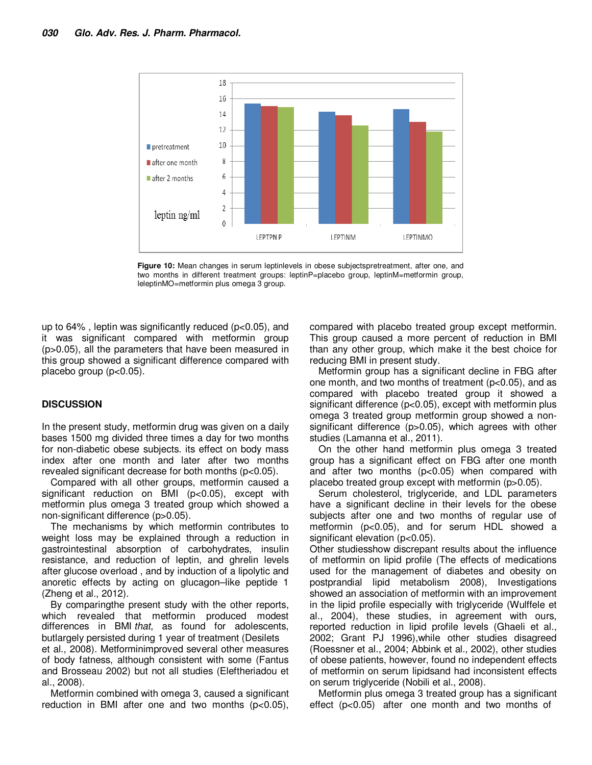Figure 10: Mean changes in serum leptinlevels in obese subjectspretreatment, after one, and two months in different treatment groups: leptinP=placebo group, leptinM=metformin group, leleptinMO=metformin plus omega 3 group.

up to 64% , leptin was significantly reduced ($p<0.05$), and it was significant compared with metformin group ($p>0.05$), all the parameters that have been measured in this group showed a significant difference compared with placebo group ($p<0.05$).

## DISCUSSION

In the present study, metformin drug was given on a daily bases 1500 mg divided three times a day for two months for non-diabetic obese subjects. its effect on body mass index after one month and later after two months revealed significant decrease for both months ($p<0.05$).

Compared with all other groups, metformin caused a significant reduction on BMI ($p<0.05$), except with metformin plus omega 3 treated group which showed a non-significant difference ($p>0.05$).

The mechanisms by which metformin contributes to weight loss may be explained through a reduction in gastrointestinal absorption of carbohydrates, insulin resistance, and reduction of leptin, and ghrelin levels after glucose overload , and by induction of a lipolytic and anoretic effects by acting on glucagon–like peptide 1 (Zheng et al., 2012).

By comparingthe present study with the other reports, which revealed that metformin produced modest differences in BMI *that*, as found for adolescents, butlargely persisted during 1 year of treatment (Desilets et al., 2008). Metforminimproved several other measures of body fatness, although consistent with some (Fantus and Brosseau 2002) but not all studies (Eleftheriadou et al., 2008).

Metformin combined with omega 3, caused a significant reduction in BMI after one and two months ($p<0.05$), compared with placebo treated group except metformin. This group caused a more percent of reduction in BMI than any other group, which make it the best choice for reducing BMI in present study.

Metformin group has a significant decline in FBG after one month, and two months of treatment ($p<0.05$), and as compared with placebo treated group it showed a significant difference ($p<0.05$), except with metformin plus omega 3 treated group metformin group showed a non-significant difference ($p>0.05$), which agrees with other studies (Lamanna et al., 2011).

On the other hand metformin plus omega 3 treated group has a significant effect on FBG after one month and after two months ($p<0.05$) when compared with placebo treated group except with metformin ($p>0.05$).

Serum cholesterol, triglyceride, and LDL parameters have a significant decline in their levels for the obese subjects after one and two months of regular use of metformin ($p<0.05$), and for serum HDL showed a significant elevation ($p<0.05$).

Other studiesshow discrepant results about the influence of metformin on lipid profile (The effects of medications used for the management of diabetes and obesity on postprandial lipid metabolism 2008), Investigations showed an association of metformin with an improvement in the lipid profile especially with triglyceride (Wulffele et al., 2004), these studies, in agreement with ours, reported reduction in lipid profile levels (Ghaeli et al., 2002; Grant PJ 1996),while other studies disagreed (Roessner et al., 2004; Abbink et al., 2002), other studies of obese patients, however, found no independent effects of metformin on serum lipidsand had inconsistent effects on serum triglyceride (Nobili et al., 2008).

Metformin plus omega 3 treated group has a significant effect ($p<0.05$) after one month and two months of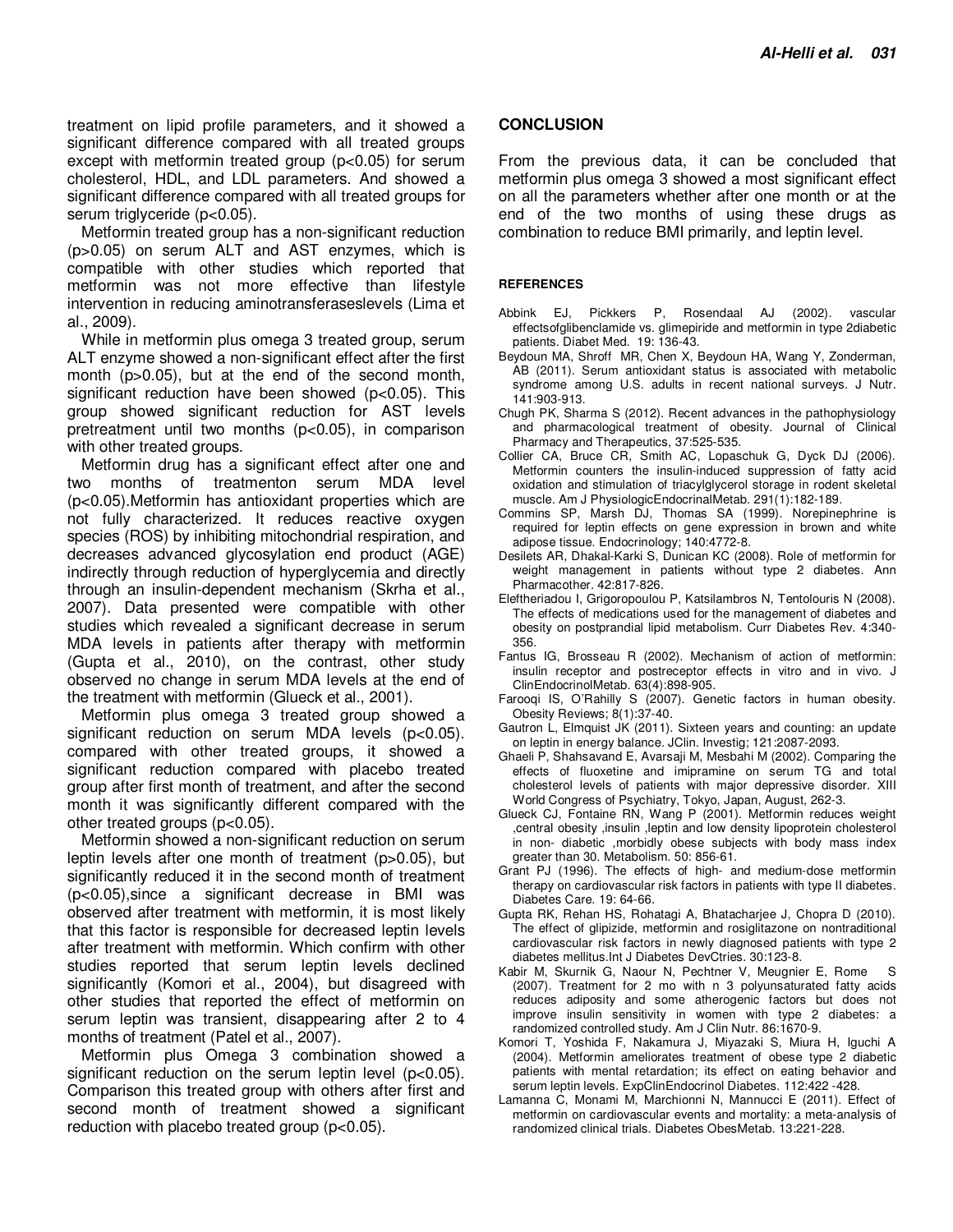treatment on lipid profile parameters, and it showed a significant difference compared with all treated groups except with metformin treated group ($p<0.05$) for serum cholesterol, HDL, and LDL parameters. And showed a significant difference compared with all treated groups for serum triglyceride ($p<0.05$).

Metformin treated group has a non-significant reduction ($p>0.05$) on serum ALT and AST enzymes, which is compatible with other studies which reported that metformin was not more effective than lifestyle intervention in reducing aminotransferaseslevels (Lima et al., 2009).

While in metformin plus omega 3 treated group, serum ALT enzyme showed a non-significant effect after the first month ($p>0.05$), but at the end of the second month, significant reduction have been showed ($p<0.05$). This group showed significant reduction for AST levels pretreatment until two months ($p<0.05$), in comparison with other treated groups.

Metformin drug has a significant effect after one and two months of treatmenton serum MDA level ($p<0.05$).Metformin has antioxidant properties which are not fully characterized. It reduces reactive oxygen species (ROS) by inhibiting mitochondrial respiration, and decreases advanced glycosylation end product (AGE) indirectly through reduction of hyperglycemia and directly through an insulin-dependent mechanism (Skrha et al., 2007). Data presented were compatible with other studies which revealed a significant decrease in serum MDA levels in patients after therapy with metformin (Gupta et al., 2010), on the contrast, other study observed no change in serum MDA levels at the end of the treatment with metformin (Glueck et al., 2001).

Metformin plus omega 3 treated group showed a significant reduction on serum MDA levels ($p<0.05$). compared with other treated groups, it showed a significant reduction compared with placebo treated group after first month of treatment, and after the second month it was significantly different compared with the other treated groups ($p<0.05$).

Metformin showed a non-significant reduction on serum leptin levels after one month of treatment ($p>0.05$), but significantly reduced it in the second month of treatment ($p<0.05$),since a significant decrease in BMI was observed after treatment with metformin, it is most likely that this factor is responsible for decreased leptin levels after treatment with metformin. Which confirm with other studies reported that serum leptin levels declined significantly (Komori et al., 2004), but disagreed with other studies that reported the effect of metformin on serum leptin was transient, disappearing after 2 to 4 months of treatment (Patel et al., 2007).

Metformin plus Omega 3 combination showed a significant reduction on the serum leptin level ($p<0.05$). Comparison this treated group with others after first and second month of treatment showed a significant reduction with placebo treated group ($p<0.05$).

## CONCLUSION

From the previous data, it can be concluded that metformin plus omega 3 showed a most significant effect on all the parameters whether after one month or at the end of the two months of using these drugs as combination to reduce BMI primarily, and leptin level.

### REFERENCES

Abbink EJ, Pickkers P, Rosendaal AJ (2002). vascular effectsofglibenclamide vs. glimepiride and metformin in type 2diabetic patients. Diabet Med. 19: 136-43.

Beydoun MA, Shroff MR, Chen X, Beydoun HA, Wang Y, Zonderman, AB (2011). Serum antioxidant status is associated with metabolic syndrome among U.S. adults in recent national surveys. J Nutr. 141:903-913.

Chugh PK, Sharma S (2012). Recent advances in the pathophysiology and pharmacological treatment of obesity. Journal of Clinical Pharmacy and Therapeutics, 37:525-535.

Collier CA, Bruce CR, Smith AC, Lopaschuk G, Dyck DJ (2006). Metformin counters the insulin-induced suppression of fatty acid oxidation and stimulation of triacylglycerol storage in rodent skeletal muscle. Am J PhysiologicEndocrinalMetab. 291(1):182-189.

Commins SP, Marsh DJ, Thomas SA (1999). Norepinephrine is required for leptin effects on gene expression in brown and white adipose tissue. Endocrinology; 140:4772-8.

Desilets AR, Dhakal-Karki S, Dunican KC (2008). Role of metformin for weight management in patients without type 2 diabetes. Ann Pharmacother. 42:817-826.

Eleftheriadou I, Grigoropoulou P, Katsilambros N, Tentolouris N (2008). The effects of medications used for the management of diabetes and obesity on postprandial lipid metabolism. Curr Diabetes Rev. 4:340-356.

Fantus IG, Brosseau R (2002). Mechanism of action of metformin: insulin receptor and postreceptor effects in vitro and in vivo. J ClinEndocrinolMetab. 63(4):898-905.

Farooqi IS, O'Rahilly S (2007). Genetic factors in human obesity. Obesity Reviews; 8(1):37-40.

Gautron L, Elmquist JK (2011). Sixteen years and counting: an update on leptin in energy balance. JClin. Investig; 121:2087-2093.

Ghaeli P, Shahsavand E, Avarsaji M, Mesbahi M (2002). Comparing the effects of fluoxetine and imipramine on serum TG and total cholesterol levels of patients with major depressive disorder. XIII World Congress of Psychiatry, Tokyo, Japan, August, 262-3.

Glueck CJ, Fontaine RN, Wang P (2001). Metformin reduces weight ,central obesity ,insulin ,leptin and low density lipoprotein cholesterol in non- diabetic ,morbidly obese subjects with body mass index greater than 30. Metabolism. 50: 856-61.

Grant PJ (1996). The effects of high- and medium-dose metformin therapy on cardiovascular risk factors in patients with type II diabetes. Diabetes Care. 19: 64-66.

Gupta RK, Rehan HS, Rohatagi A, Bhatacharjee J, Chopra D (2010). The effect of glipizide, metformin and rosiglitazone on nontraditional cardiovascular risk factors in newly diagnosed patients with type 2 diabetes mellitus.Int J Diabetes DevCtries. 30:123-8.

Kabir M, Skurnik G, Naour N, Pechtner V, Meugnier E, Rome S (2007). Treatment for 2 mo with n 3 polyunsaturated fatty acids reduces adiposity and some atherogenic factors but does not improve insulin sensitivity in women with type 2 diabetes: a randomized controlled study. Am J Clin Nutr. 86:1670-9.

Komori T, Yoshida F, Nakamura J, Miyazaki S, Miura H, Iguchi A (2004). Metformin ameliorates treatment of obese type 2 diabetic patients with mental retardation; its effect on eating behavior and serum leptin levels. ExpClinEndocrinol Diabetes. 112:422 -428.

Lamanna C, Monami M, Marchionni N, Mannucci E (2011). Effect of metformin on cardiovascular events and mortality: a meta-analysis of randomized clinical trials. Diabetes ObesMetab. 13:221-228.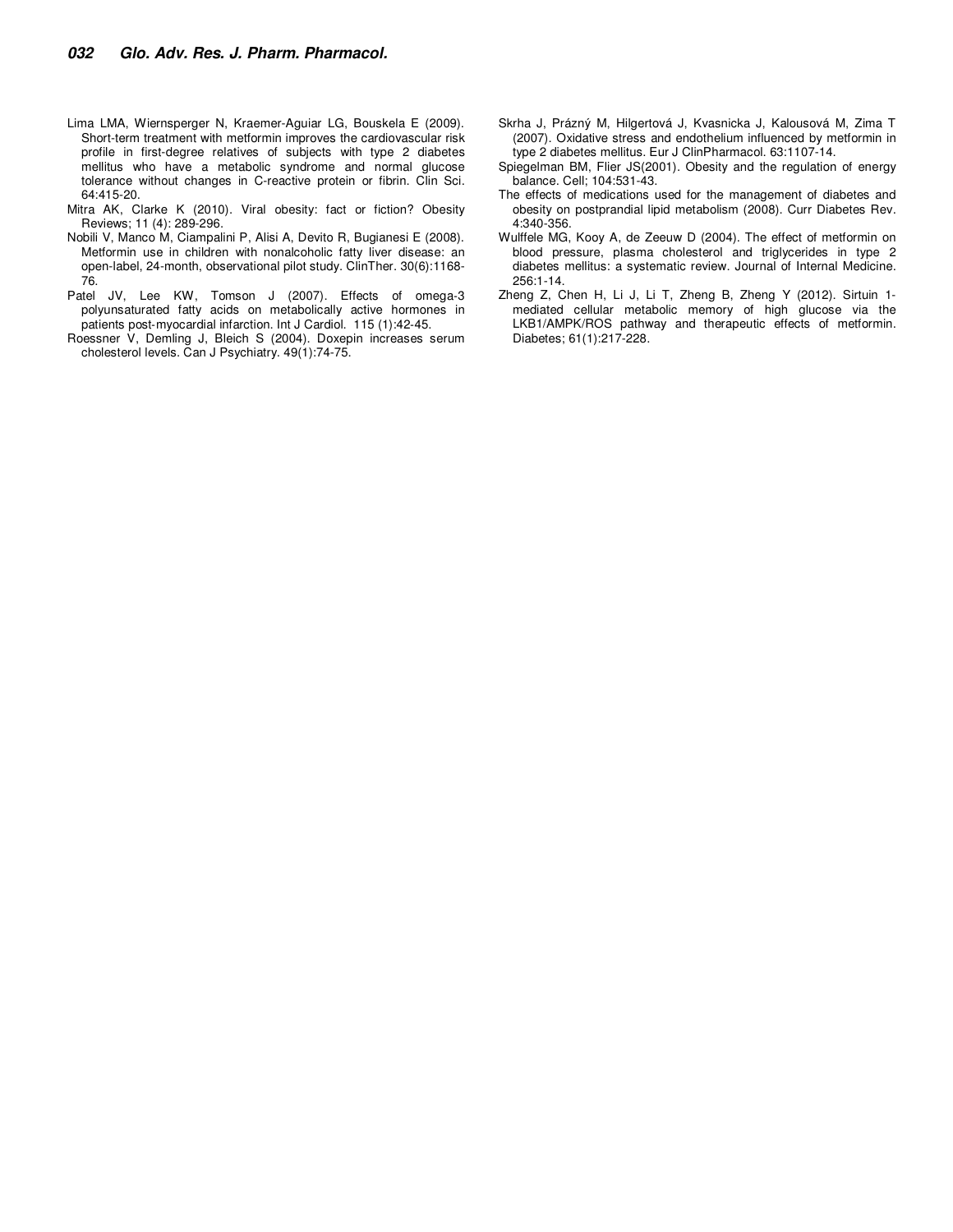Lima LMA, Wiernsperger N, Kraemer-Aguiar LG, Bouskela E (2009). Short-term treatment with metformin improves the cardiovascular risk profile in first-degree relatives of subjects with type 2 diabetes mellitus who have a metabolic syndrome and normal glucose tolerance without changes in C-reactive protein or fibrin. Clin Sci. 64:415-20.

Mitra AK, Clarke K (2010). Viral obesity: fact or fiction? Obesity Reviews; 11 (4): 289-296.

Nobili V, Manco M, Ciampalini P, Alisi A, Devito R, Bugianesi E (2008). Metformin use in children with nonalcoholic fatty liver disease: an open-label, 24-month, observational pilot study. ClinTher. 30(6):1168-76.

Patel JV, Lee KW, Tomson J (2007). Effects of omega-3 polyunsaturated fatty acids on metabolically active hormones in patients post-myocardial infarction. Int J Cardiol. 115 (1):42-45.

Roessner V, Demling J, Bleich S (2004). Doxepin increases serum cholesterol levels. Can J Psychiatry. 49(1):74-75.

Skrha J, Prázný M, Hilgertová J, Kvasnicka J, Kalousová M, Zima T (2007). Oxidative stress and endothelium influenced by metformin in type 2 diabetes mellitus. Eur J ClinPharmacol. 63:1107-14.

Spiegelman BM, Flier JS(2001). Obesity and the regulation of energy balance. Cell; 104:531-43.

The effects of medications used for the management of diabetes and obesity on postprandial lipid metabolism (2008). Curr Diabetes Rev. 4:340-356.

Wulffele MG, Kooy A, de Zeeuw D (2004). The effect of metformin on blood pressure, plasma cholesterol and triglycerides in type 2 diabetes mellitus: a systematic review. Journal of Internal Medicine. 256:1-14.

Zheng Z, Chen H, Li J, Li T, Zheng B, Zheng Y (2012). Sirtuin 1-mediated cellular metabolic memory of high glucose via the LKB1/AMPK/ROS pathway and therapeutic effects of metformin. Diabetes; 61(1):217-228.